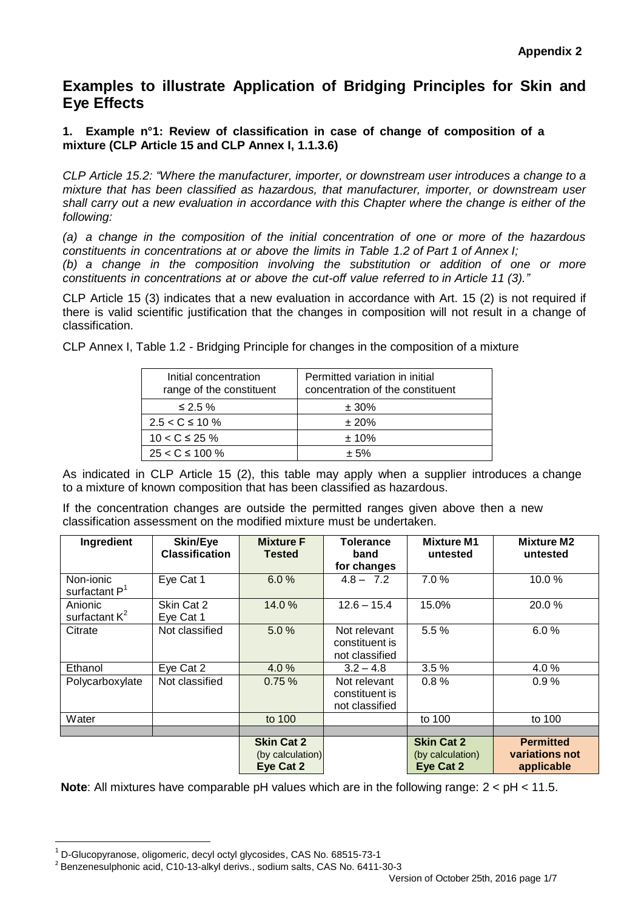**Appendix 2**

# Examples to illustrate Application of Bridging Principles for Skin and Eye Effects

## 1. Example n°1: Review of classification in case of change of composition of a mixture (CLP Article 15 and CLP Annex I, 1.1.3.6)

*CLP Article 15.2: "Where the manufacturer, importer, or downstream user introduces a change to a mixture that has been classified as hazardous, that manufacturer, importer, or downstream user shall carry out a new evaluation in accordance with this Chapter where the change is either of the following:*

*(a) a change in the composition of the initial concentration of one or more of the hazardous constituents in concentrations at or above the limits in Table 1.2 of Part 1 of Annex I;*

*(b) a change in the composition involving the substitution or addition of one or more constituents in concentrations at or above the cut-off value referred to in Article 11 (3)."*

CLP Article 15 (3) indicates that a new evaluation in accordance with Art. 15 (2) is not required if there is valid scientific justification that the changes in composition will not result in a change of classification.

CLP Annex I, Table 1.2 - Bridging Principle for changes in the composition of a mixture

| Initial concentration range of the constituent | Permitted variation in initial concentration of the constituent |
|---|---|
| ≤ 2.5 % | ± 30% |
| 2.5 < C ≤ 10 % | ± 20% |
| 10 < C ≤ 25 % | ± 10% |
| 25 < C ≤ 100 % | ± 5% |

As indicated in CLP Article 15 (2), this table may apply when a supplier introduces a change to a mixture of known composition that has been classified as hazardous.

If the concentration changes are outside the permitted ranges given above then a new classification assessment on the modified mixture must be undertaken.

| Ingredient | Skin/Eye Classification | Mixture F Tested | Tolerance band for changes | Mixture M1 untested | Mixture M2 untested |
|---|---|---|---|---|---|
| Non-ionic surfactant P[1] | Eye Cat 1 | 6.0 % | 4.8 – 7.2 | 7.0 % | 10.0 % |
| Anionic surfactant K[2] | Skin Cat 2<br>Eye Cat 1 | 14.0 % | 12.6 – 15.4 | 15.0% | 20.0 % |
| Citrate | Not classified | 5.0 % | Not relevant constituent is not classified | 5.5 % | 6.0 % |
| Ethanol | Eye Cat 2 | 4.0 % | 3.2 – 4.8 | 3.5 % | 4.0 % |
| Polycarboxylate | Not classified | 0.75 % | Not relevant constituent is not classified | 0.8 % | 0.9 % |
| Water | | to 100 | | to 100 | to 100 |
| | | | | | |
| | | **Skin Cat 2** (by calculation) **Eye Cat 2** | | **Skin Cat 2** (by calculation) **Eye Cat 2** | **Permitted variations not applicable** |

**Note**: All mixtures have comparable pH values which are in the following range: 2 < pH < 11.5.

---

[1] D-Glucopyranose, oligomeric, decyl octyl glycosides, CAS No. 68515-73-1

[2] Benzenesulphonic acid, C10-13-alkyl derivs., sodium salts, CAS No. 6411-30-3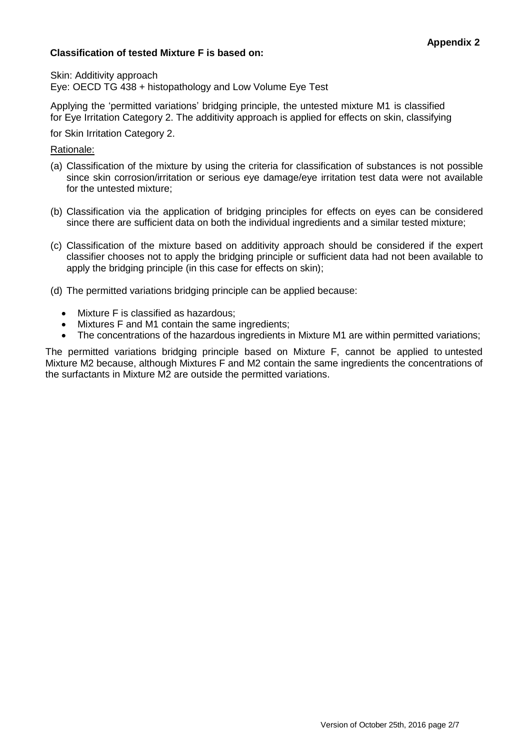**Appendix 2**

**Classification of tested Mixture F is based on:**

Skin: Additivity approach
Eye: OECD TG 438 + histopathology and Low Volume Eye Test

Applying the 'permitted variations' bridging principle, the untested mixture M1 is classified for Eye Irritation Category 2. The additivity approach is applied for effects on skin, classifying for Skin Irritation Category 2.

Rationale:

(a) Classification of the mixture by using the criteria for classification of substances is not possible since skin corrosion/irritation or serious eye damage/eye irritation test data were not available for the untested mixture;

(b) Classification via the application of bridging principles for effects on eyes can be considered since there are sufficient data on both the individual ingredients and a similar tested mixture;

(c) Classification of the mixture based on additivity approach should be considered if the expert classifier chooses not to apply the bridging principle or sufficient data had not been available to apply the bridging principle (in this case for effects on skin);

(d) The permitted variations bridging principle can be applied because:

- Mixture F is classified as hazardous;
- Mixtures F and M1 contain the same ingredients;
- The concentrations of the hazardous ingredients in Mixture M1 are within permitted variations;

The permitted variations bridging principle based on Mixture F, cannot be applied to untested Mixture M2 because, although Mixtures F and M2 contain the same ingredients the concentrations of the surfactants in Mixture M2 are outside the permitted variations.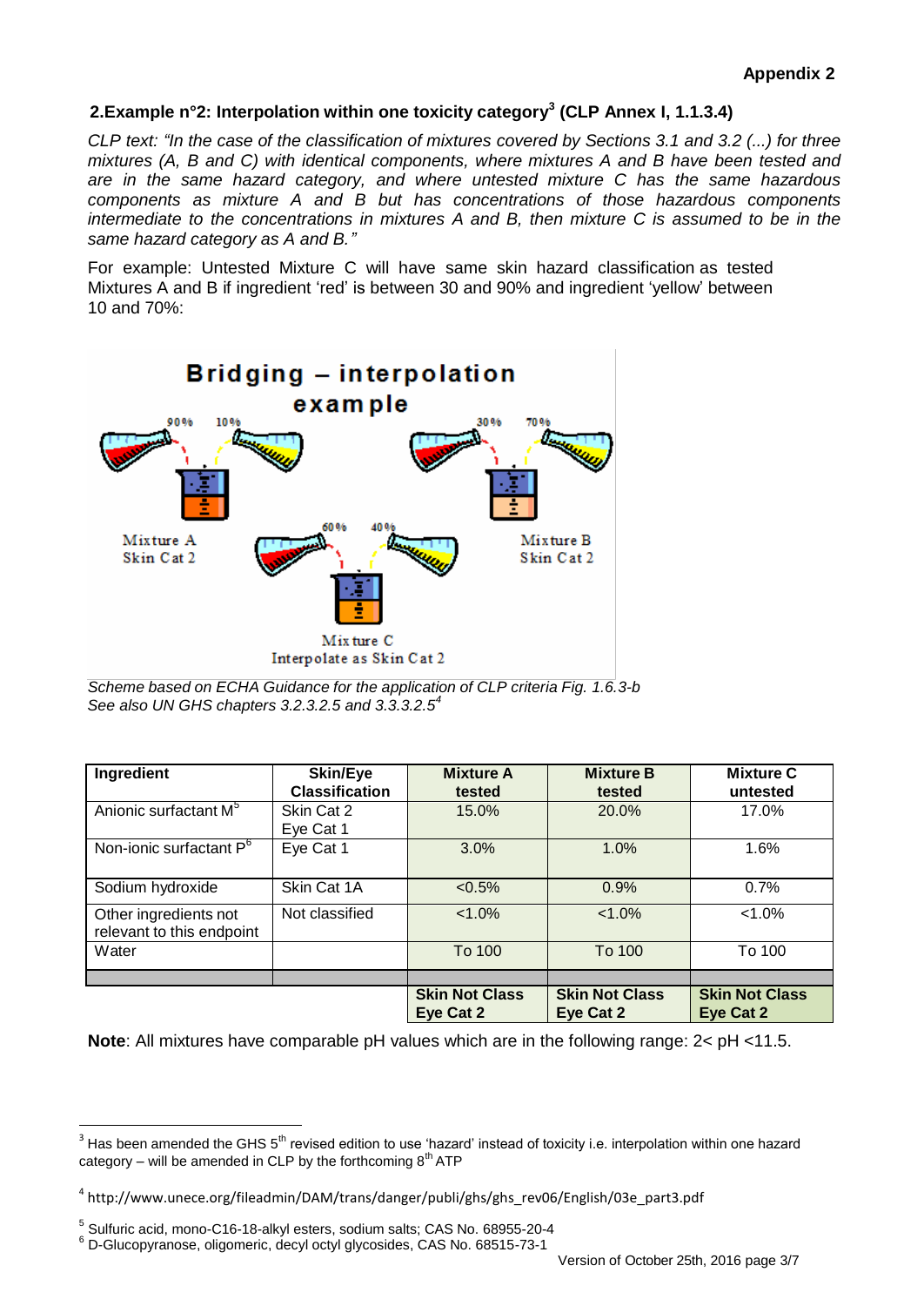**Appendix 2**

## 2.Example n°2: Interpolation within one toxicity category[3] (CLP Annex I, 1.1.3.4)

*CLP text: "In the case of the classification of mixtures covered by Sections 3.1 and 3.2 (...) for three mixtures (A, B and C) with identical components, where mixtures A and B have been tested and are in the same hazard category, and where untested mixture C has the same hazardous components as mixture A and B but has concentrations of those hazardous components intermediate to the concentrations in mixtures A and B, then mixture C is assumed to be in the same hazard category as A and B."*

For example: Untested Mixture C will have same skin hazard classification as tested Mixtures A and B if ingredient 'red' is between 30 and 90% and ingredient 'yellow' between 10 and 70%:

Bridging – interpolation example

90% 10% → Mixture A Skin Cat 2

30% 70% → Mixture B Skin Cat 2

60% 40% → Mixture C Interpolate as Skin Cat 2

*Scheme based on ECHA Guidance for the application of CLP criteria Fig. 1.6.3-b*
*See also UN GHS chapters 3.2.3.2.5 and 3.3.3.2.5[4]*

| Ingredient | Skin/Eye Classification | Mixture A tested | Mixture B tested | Mixture C untested |
|---|---|---|---|---|
| Anionic surfactant M[5] | Skin Cat 2<br>Eye Cat 1 | 15.0% | 20.0% | 17.0% |
| Non-ionic surfactant P[6] | Eye Cat 1 | 3.0% | 1.0% | 1.6% |
| Sodium hydroxide | Skin Cat 1A | <0.5% | 0.9% | 0.7% |
| Other ingredients not relevant to this endpoint | Not classified | <1.0% | <1.0% | <1.0% |
| Water | | To 100 | To 100 | To 100 |
| | | | | |
| | | **Skin Not Class<br>Eye Cat 2** | **Skin Not Class<br>Eye Cat 2** | **Skin Not Class<br>Eye Cat 2** |

**Note**: All mixtures have comparable pH values which are in the following range: 2< pH <11.5.

---

[3] Has been amended the GHS 5[th] revised edition to use 'hazard' instead of toxicity i.e. interpolation within one hazard category – will be amended in CLP by the forthcoming 8[th] ATP

[4] http://www.unece.org/fileadmin/DAM/trans/danger/publi/ghs/ghs_rev06/English/03e_part3.pdf

[5] Sulfuric acid, mono-C16-18-alkyl esters, sodium salts; CAS No. 68955-20-4

[6] D-Glucopyranose, oligomeric, decyl octyl glycosides, CAS No. 68515-73-1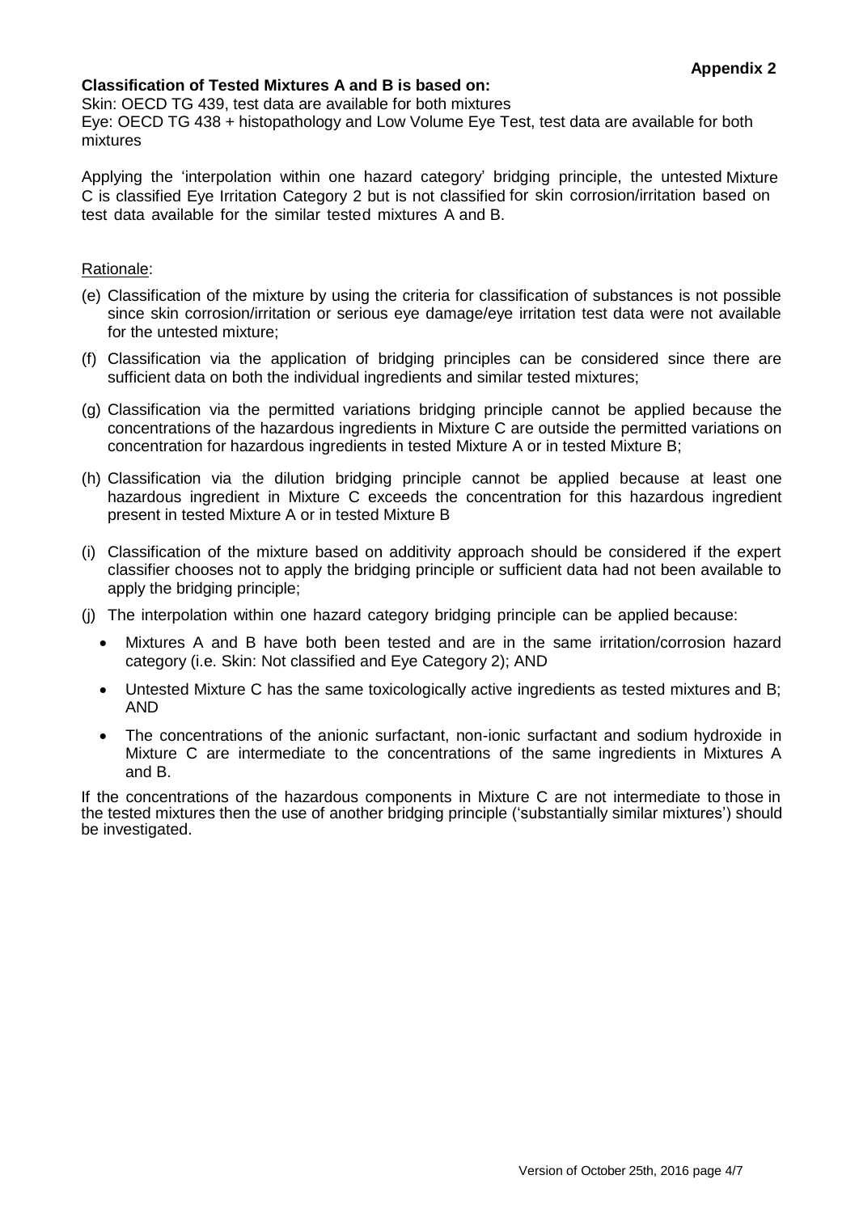**Appendix 2**

**Classification of Tested Mixtures A and B is based on:**

Skin: OECD TG 439, test data are available for both mixtures
Eye: OECD TG 438 + histopathology and Low Volume Eye Test, test data are available for both mixtures

Applying the 'interpolation within one hazard category' bridging principle, the untested Mixture C is classified Eye Irritation Category 2 but is not classified for skin corrosion/irritation based on test data available for the similar tested mixtures A and B.

Rationale:

(e) Classification of the mixture by using the criteria for classification of substances is not possible since skin corrosion/irritation or serious eye damage/eye irritation test data were not available for the untested mixture;

(f) Classification via the application of bridging principles can be considered since there are sufficient data on both the individual ingredients and similar tested mixtures;

(g) Classification via the permitted variations bridging principle cannot be applied because the concentrations of the hazardous ingredients in Mixture C are outside the permitted variations on concentration for hazardous ingredients in tested Mixture A or in tested Mixture B;

(h) Classification via the dilution bridging principle cannot be applied because at least one hazardous ingredient in Mixture C exceeds the concentration for this hazardous ingredient present in tested Mixture A or in tested Mixture B

(i) Classification of the mixture based on additivity approach should be considered if the expert classifier chooses not to apply the bridging principle or sufficient data had not been available to apply the bridging principle;

(j) The interpolation within one hazard category bridging principle can be applied because:

- Mixtures A and B have both been tested and are in the same irritation/corrosion hazard category (i.e. Skin: Not classified and Eye Category 2); AND
- Untested Mixture C has the same toxicologically active ingredients as tested mixtures and B; AND
- The concentrations of the anionic surfactant, non-ionic surfactant and sodium hydroxide in Mixture C are intermediate to the concentrations of the same ingredients in Mixtures A and B.

If the concentrations of the hazardous components in Mixture C are not intermediate to those in the tested mixtures then the use of another bridging principle ('substantially similar mixtures') should be investigated.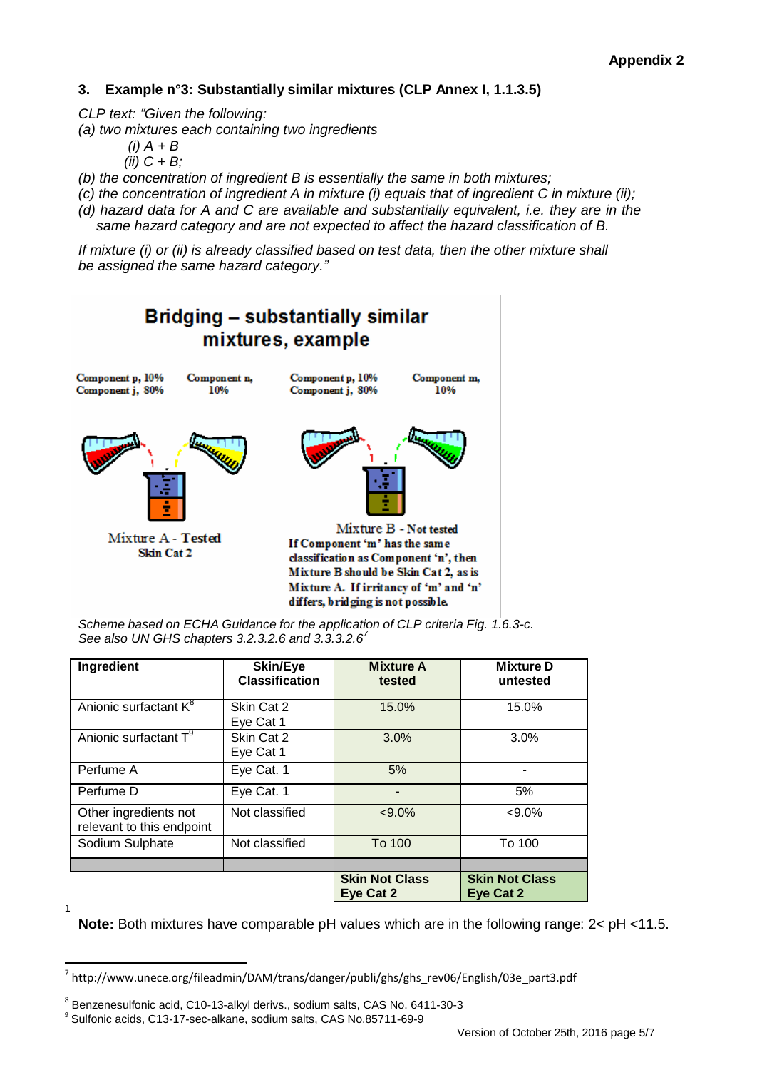### 3. Example n°3: Substantially similar mixtures (CLP Annex I, 1.1.3.5)

*CLP text: "Given the following:*
*(a) two mixtures each containing two ingredients*
*(i) A + B*
*(ii) C + B;*
*(b) the concentration of ingredient B is essentially the same in both mixtures;*
*(c) the concentration of ingredient A in mixture (i) equals that of ingredient C in mixture (ii);*
*(d) hazard data for A and C are available and substantially equivalent, i.e. they are in the same hazard category and are not expected to affect the hazard classification of B.*

*If mixture (i) or (ii) is already classified based on test data, then the other mixture shall be assigned the same hazard category."*

**Bridging – substantially similar mixtures, example**

Component p, 10%
Component j, 80%

Component n, 10%

Component p, 10%
Component j, 80%

Component m, 10%

Mixture A - Tested
Skin Cat 2

Mixture B - Not tested
If Component 'm' has the same classification as Component 'n', then Mixture B should be Skin Cat 2, as is Mixture A. If irritancy of 'm' and 'n' differs, bridging is not possible.

*Scheme based on ECHA Guidance for the application of CLP criteria Fig. 1.6.3-c.*
*See also UN GHS chapters 3.2.3.2.6 and 3.3.3.2.6*[7]

| Ingredient | Skin/Eye Classification | Mixture A tested | Mixture D untested |
|---|---|---|---|
| Anionic surfactant K[8] | Skin Cat 2<br>Eye Cat 1 | 15.0% | 15.0% |
| Anionic surfactant T[9] | Skin Cat 2<br>Eye Cat 1 | 3.0% | 3.0% |
| Perfume A | Eye Cat. 1 | 5% | - |
| Perfume D | Eye Cat. 1 | - | 5% |
| Other ingredients not relevant to this endpoint | Not classified | <9.0% | <9.0% |
| Sodium Sulphate | Not classified | To 100 | To 100 |
| | | | |
| | | **Skin Not Class**<br>**Eye Cat 2** | **Skin Not Class**<br>**Eye Cat 2** |

1

**Note:** Both mixtures have comparable pH values which are in the following range: 2< pH <11.5.

[7] http://www.unece.org/fileadmin/DAM/trans/danger/publi/ghs/ghs_rev06/English/03e_part3.pdf

[8] Benzenesulfonic acid, C10-13-alkyl derivs., sodium salts, CAS No. 6411-30-3

[9] Sulfonic acids, C13-17-sec-alkane, sodium salts, CAS No.85711-69-9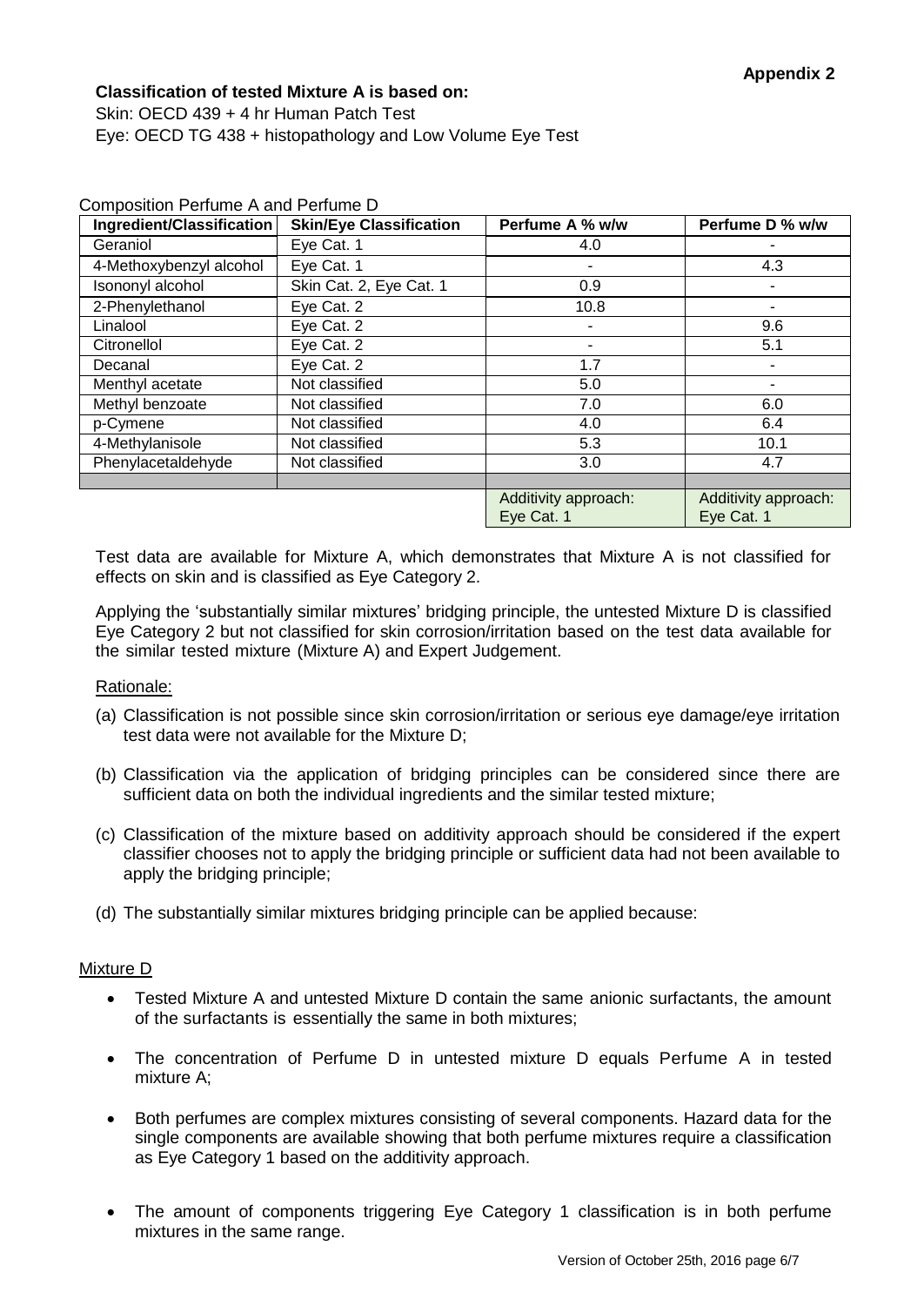**Appendix 2**

**Classification of tested Mixture A is based on:**

Skin: OECD 439 + 4 hr Human Patch Test

Eye: OECD TG 438 + histopathology and Low Volume Eye Test

Composition Perfume A and Perfume D

| Ingredient/Classification | Skin/Eye Classification | Perfume A % w/w | Perfume D % w/w |
|---|---|---|---|
| Geraniol | Eye Cat. 1 | 4.0 | - |
| 4-Methoxybenzyl alcohol | Eye Cat. 1 | - | 4.3 |
| Isononyl alcohol | Skin Cat. 2, Eye Cat. 1 | 0.9 | - |
| 2-Phenylethanol | Eye Cat. 2 | 10.8 | - |
| Linalool | Eye Cat. 2 | - | 9.6 |
| Citronellol | Eye Cat. 2 | - | 5.1 |
| Decanal | Eye Cat. 2 | 1.7 | - |
| Menthyl acetate | Not classified | 5.0 | - |
| Methyl benzoate | Not classified | 7.0 | 6.0 |
| p-Cymene | Not classified | 4.0 | 6.4 |
| 4-Methylanisole | Not classified | 5.3 | 10.1 |
| Phenylacetaldehyde | Not classified | 3.0 | 4.7 |
| | | | |
| | | Additivity approach: Eye Cat. 1 | Additivity approach: Eye Cat. 1 |

Test data are available for Mixture A, which demonstrates that Mixture A is not classified for effects on skin and is classified as Eye Category 2.

Applying the 'substantially similar mixtures' bridging principle, the untested Mixture D is classified Eye Category 2 but not classified for skin corrosion/irritation based on the test data available for the similar tested mixture (Mixture A) and Expert Judgement.

Rationale:

(a) Classification is not possible since skin corrosion/irritation or serious eye damage/eye irritation test data were not available for the Mixture D;

(b) Classification via the application of bridging principles can be considered since there are sufficient data on both the individual ingredients and the similar tested mixture;

(c) Classification of the mixture based on additivity approach should be considered if the expert classifier chooses not to apply the bridging principle or sufficient data had not been available to apply the bridging principle;

(d) The substantially similar mixtures bridging principle can be applied because:

Mixture D

- Tested Mixture A and untested Mixture D contain the same anionic surfactants, the amount of the surfactants is essentially the same in both mixtures;
- The concentration of Perfume D in untested mixture D equals Perfume A in tested mixture A;
- Both perfumes are complex mixtures consisting of several components. Hazard data for the single components are available showing that both perfume mixtures require a classification as Eye Category 1 based on the additivity approach.
- The amount of components triggering Eye Category 1 classification is in both perfume mixtures in the same range.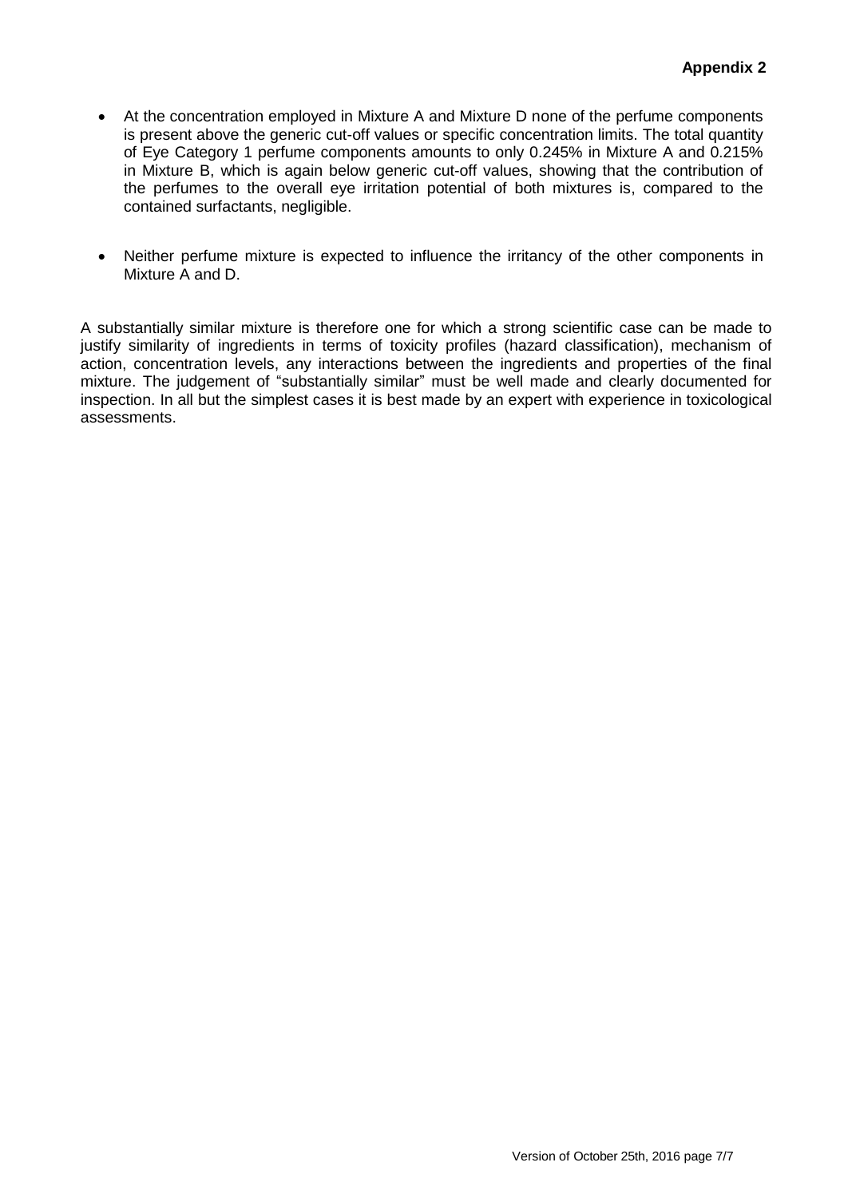**Appendix 2**

- At the concentration employed in Mixture A and Mixture D none of the perfume components is present above the generic cut-off values or specific concentration limits. The total quantity of Eye Category 1 perfume components amounts to only 0.245% in Mixture A and 0.215% in Mixture B, which is again below generic cut-off values, showing that the contribution of the perfumes to the overall eye irritation potential of both mixtures is, compared to the contained surfactants, negligible.

- Neither perfume mixture is expected to influence the irritancy of the other components in Mixture A and D.

A substantially similar mixture is therefore one for which a strong scientific case can be made to justify similarity of ingredients in terms of toxicity profiles (hazard classification), mechanism of action, concentration levels, any interactions between the ingredients and properties of the final mixture. The judgement of "substantially similar" must be well made and clearly documented for inspection. In all but the simplest cases it is best made by an expert with experience in toxicological assessments.